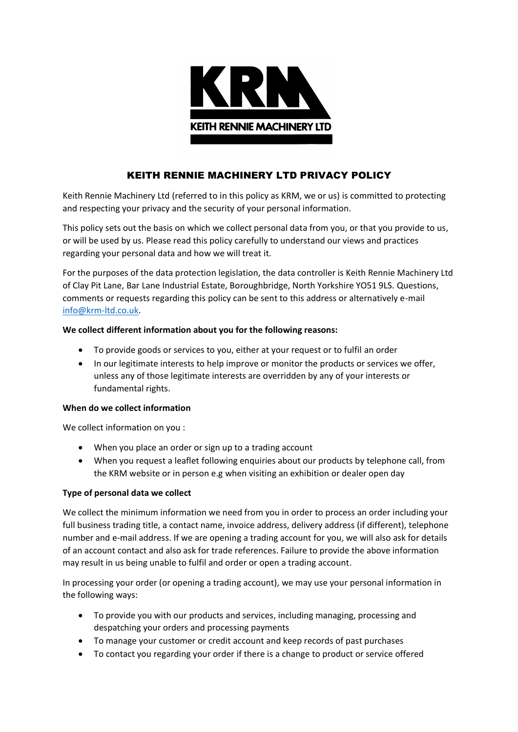# KEITH RENNIE MACHINERY LTD PRIVACY POLICY

Keith Rennie Machinery Ltd (referred to in this policy as KRM, we or us) is committed to protecting and respecting your privacy and the security of your personal information.

This policy sets out the basis on which we collect personal data from you, or that you provide to us, or will be used by us. Please read this policy carefully to understand our views and practices regarding your personal data and how we will treat it.

For the purposes of the data protection legislation, the data controller is Keith Rennie Machinery Ltd of Clay Pit Lane, Bar Lane Industrial Estate, Boroughbridge, North Yorkshire YO51 9LS. Questions, comments or requests regarding this policy can be sent to this address or alternatively e-mail info@krm-ltd.co.uk.

**We collect different information about you for the following reasons:**

- To provide goods or services to you, either at your request or to fulfil an order
- In our legitimate interests to help improve or monitor the products or services we offer, unless any of those legitimate interests are overridden by any of your interests or fundamental rights.

**When do we collect information**

We collect information on you :

- When you place an order or sign up to a trading account
- When you request a leaflet following enquiries about our products by telephone call, from the KRM website or in person e.g when visiting an exhibition or dealer open day

**Type of personal data we collect**

We collect the minimum information we need from you in order to process an order including your full business trading title, a contact name, invoice address, delivery address (if different), telephone number and e-mail address. If we are opening a trading account for you, we will also ask for details of an account contact and also ask for trade references. Failure to provide the above information may result in us being unable to fulfil and order or open a trading account.

In processing your order (or opening a trading account), we may use your personal information in the following ways:

- To provide you with our products and services, including managing, processing and despatching your orders and processing payments
- To manage your customer or credit account and keep records of past purchases
- To contact you regarding your order if there is a change to product or service offered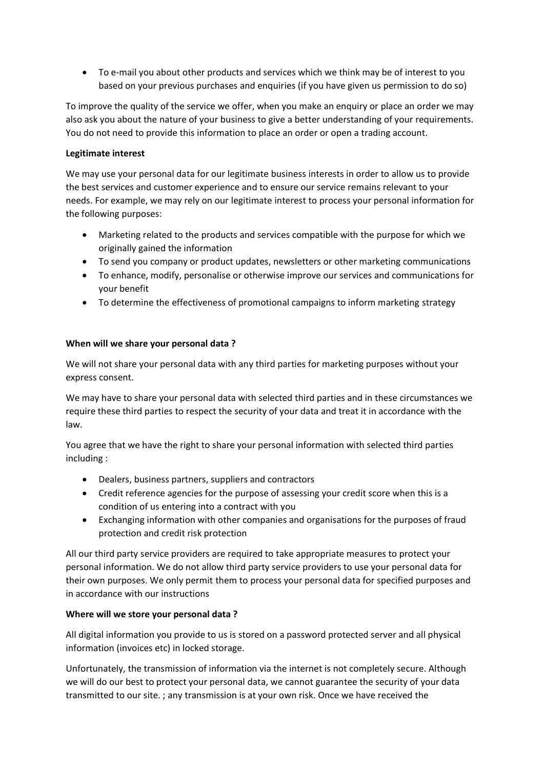- To e-mail you about other products and services which we think may be of interest to you based on your previous purchases and enquiries (if you have given us permission to do so)

To improve the quality of the service we offer, when you make an enquiry or place an order we may also ask you about the nature of your business to give a better understanding of your requirements. You do not need to provide this information to place an order or open a trading account.

**Legitimate interest**

We may use your personal data for our legitimate business interests in order to allow us to provide the best services and customer experience and to ensure our service remains relevant to your needs. For example, we may rely on our legitimate interest to process your personal information for the following purposes:

- Marketing related to the products and services compatible with the purpose for which we originally gained the information
- To send you company or product updates, newsletters or other marketing communications
- To enhance, modify, personalise or otherwise improve our services and communications for your benefit
- To determine the effectiveness of promotional campaigns to inform marketing strategy

**When will we share your personal data ?**

We will not share your personal data with any third parties for marketing purposes without your express consent.

We may have to share your personal data with selected third parties and in these circumstances we require these third parties to respect the security of your data and treat it in accordance with the law.

You agree that we have the right to share your personal information with selected third parties including :

- Dealers, business partners, suppliers and contractors
- Credit reference agencies for the purpose of assessing your credit score when this is a condition of us entering into a contract with you
- Exchanging information with other companies and organisations for the purposes of fraud protection and credit risk protection

All our third party service providers are required to take appropriate measures to protect your personal information. We do not allow third party service providers to use your personal data for their own purposes. We only permit them to process your personal data for specified purposes and in accordance with our instructions

**Where will we store your personal data ?**

All digital information you provide to us is stored on a password protected server and all physical information (invoices etc) in locked storage.

Unfortunately, the transmission of information via the internet is not completely secure. Although we will do our best to protect your personal data, we cannot guarantee the security of your data transmitted to our site. ; any transmission is at your own risk. Once we have received the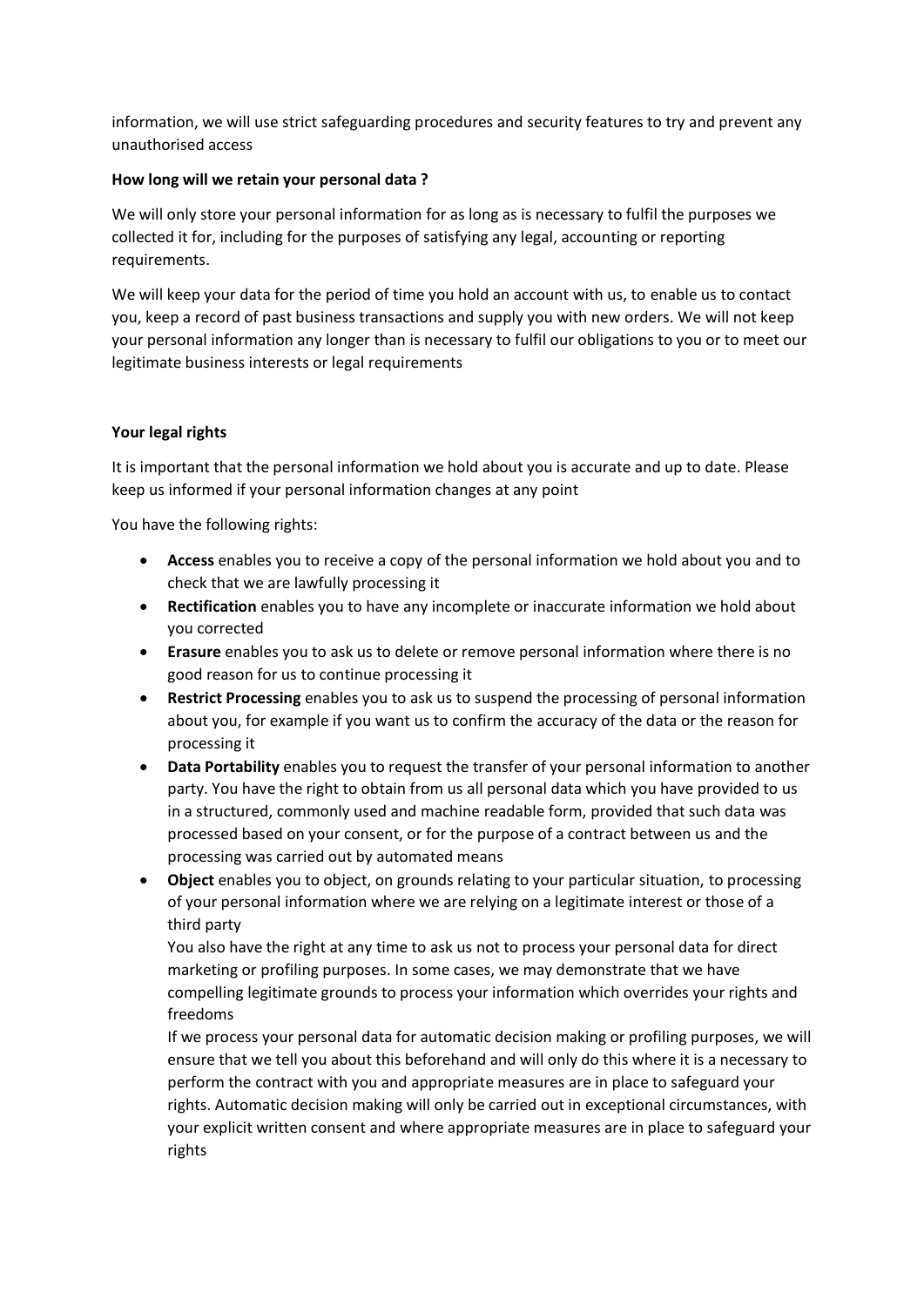information, we will use strict safeguarding procedures and security features to try and prevent any unauthorised access

**How long will we retain your personal data ?**

We will only store your personal information for as long as is necessary to fulfil the purposes we collected it for, including for the purposes of satisfying any legal, accounting or reporting requirements.

We will keep your data for the period of time you hold an account with us, to enable us to contact you, keep a record of past business transactions and supply you with new orders. We will not keep your personal information any longer than is necessary to fulfil our obligations to you or to meet our legitimate business interests or legal requirements

**Your legal rights**

It is important that the personal information we hold about you is accurate and up to date. Please keep us informed if your personal information changes at any point

You have the following rights:

- **Access** enables you to receive a copy of the personal information we hold about you and to check that we are lawfully processing it
- **Rectification** enables you to have any incomplete or inaccurate information we hold about you corrected
- **Erasure** enables you to ask us to delete or remove personal information where there is no good reason for us to continue processing it
- **Restrict Processing** enables you to ask us to suspend the processing of personal information about you, for example if you want us to confirm the accuracy of the data or the reason for processing it
- **Data Portability** enables you to request the transfer of your personal information to another party. You have the right to obtain from us all personal data which you have provided to us in a structured, commonly used and machine readable form, provided that such data was processed based on your consent, or for the purpose of a contract between us and the processing was carried out by automated means
- **Object** enables you to object, on grounds relating to your particular situation, to processing of your personal information where we are relying on a legitimate interest or those of a third party

  You also have the right at any time to ask us not to process your personal data for direct marketing or profiling purposes. In some cases, we may demonstrate that we have compelling legitimate grounds to process your information which overrides your rights and freedoms

  If we process your personal data for automatic decision making or profiling purposes, we will ensure that we tell you about this beforehand and will only do this where it is a necessary to perform the contract with you and appropriate measures are in place to safeguard your rights. Automatic decision making will only be carried out in exceptional circumstances, with your explicit written consent and where appropriate measures are in place to safeguard your rights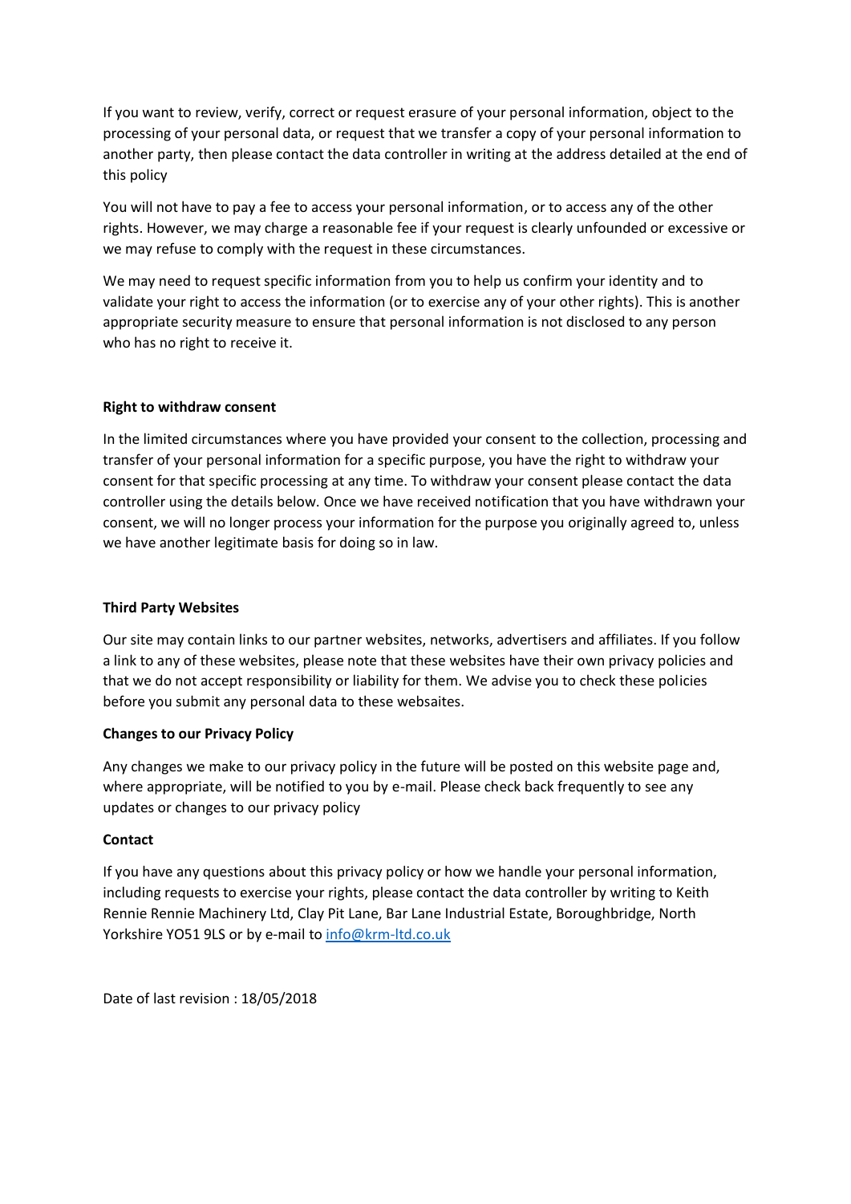If you want to review, verify, correct or request erasure of your personal information, object to the processing of your personal data, or request that we transfer a copy of your personal information to another party, then please contact the data controller in writing at the address detailed at the end of this policy

You will not have to pay a fee to access your personal information, or to access any of the other rights. However, we may charge a reasonable fee if your request is clearly unfounded or excessive or we may refuse to comply with the request in these circumstances.

We may need to request specific information from you to help us confirm your identity and to validate your right to access the information (or to exercise any of your other rights). This is another appropriate security measure to ensure that personal information is not disclosed to any person who has no right to receive it.

**Right to withdraw consent**

In the limited circumstances where you have provided your consent to the collection, processing and transfer of your personal information for a specific purpose, you have the right to withdraw your consent for that specific processing at any time. To withdraw your consent please contact the data controller using the details below. Once we have received notification that you have withdrawn your consent, we will no longer process your information for the purpose you originally agreed to, unless we have another legitimate basis for doing so in law.

**Third Party Websites**

Our site may contain links to our partner websites, networks, advertisers and affiliates. If you follow a link to any of these websites, please note that these websites have their own privacy policies and that we do not accept responsibility or liability for them. We advise you to check these policies before you submit any personal data to these websaites.

**Changes to our Privacy Policy**

Any changes we make to our privacy policy in the future will be posted on this website page and, where appropriate, will be notified to you by e-mail. Please check back frequently to see any updates or changes to our privacy policy

**Contact**

If you have any questions about this privacy policy or how we handle your personal information, including requests to exercise your rights, please contact the data controller by writing to Keith Rennie Rennie Machinery Ltd, Clay Pit Lane, Bar Lane Industrial Estate, Boroughbridge, North Yorkshire YO51 9LS or by e-mail to [info@krm-ltd.co.uk](mailto:info@krm-ltd.co.uk)

Date of last revision : 18/05/2018